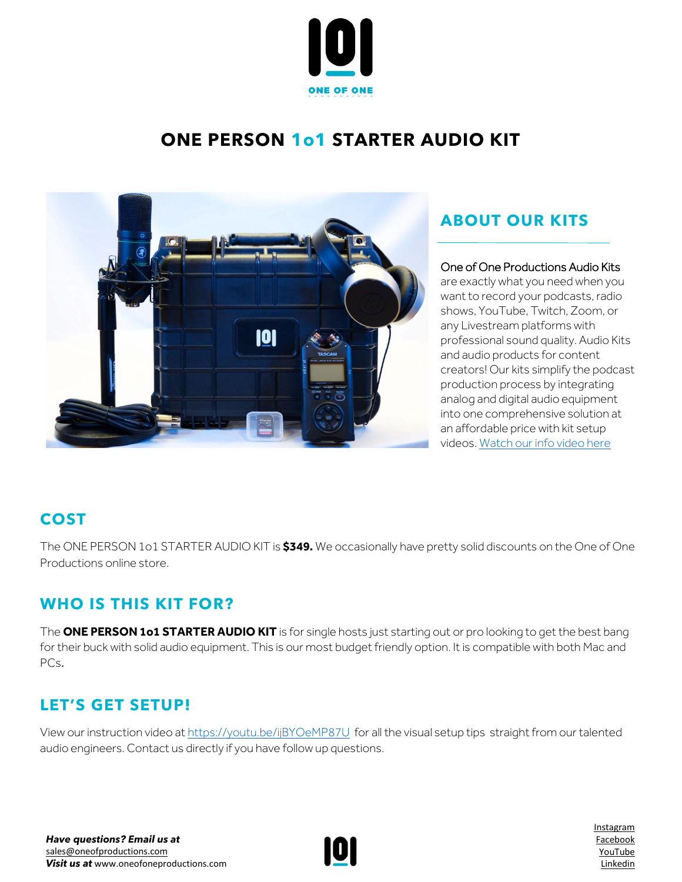# ONE PERSON 1o1 STARTER AUDIO KIT

## ABOUT OUR KITS

One of One Productions Audio Kits are exactly what you need when you want to record your podcasts, radio shows, YouTube, Twitch, Zoom, or any Livestream platforms with professional sound quality. Audio Kits and audio products for content creators! Our kits simplify the podcast production process by integrating analog and digital audio equipment into one comprehensive solution at an affordable price with kit setup videos. Watch our info video here

## COST

The ONE PERSON 1o1 STARTER AUDIO KIT is **$349.** We occasionally have pretty solid discounts on the One of One Productions online store.

## WHO IS THIS KIT FOR?

The **ONE PERSON 1o1 STARTER AUDIO KIT** is for single hosts just starting out or pro looking to get the best bang for their buck with solid audio equipment. This is our most budget friendly option. It is compatible with both Mac and PCs.

## LET'S GET SETUP!

View our instruction video at https://youtu.be/ijBYOeMP87U for all the visual setup tips straight from our talented audio engineers. Contact us directly if you have follow up questions.

***Have questions? Email us at***
sales@oneofproductions.com
***Visit us at*** www.oneofoneproductions.com

Instagram
Facebook
YouTube
Linkedin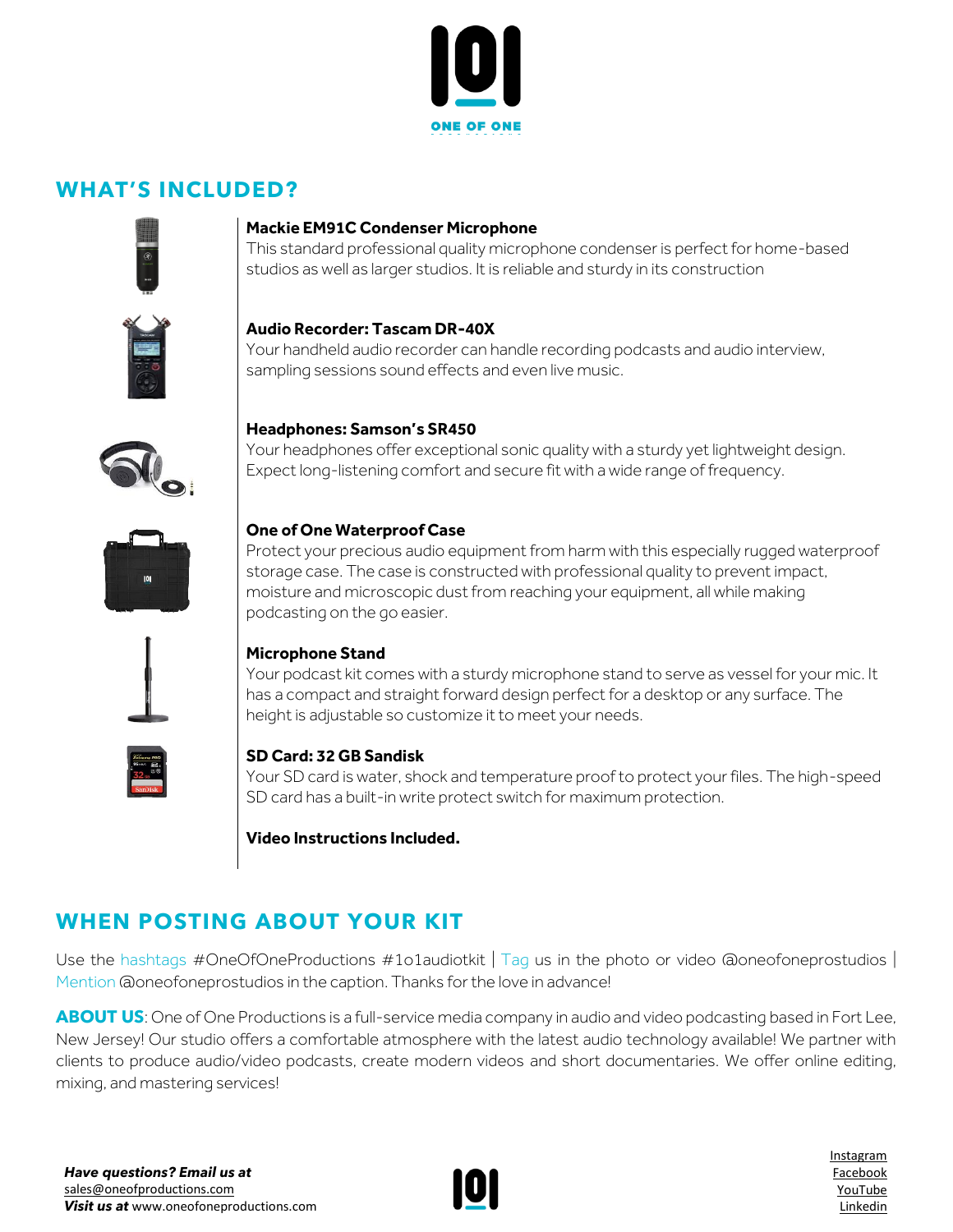## WHAT'S INCLUDED?

**Mackie EM91C Condenser Microphone**
This standard professional quality microphone condenser is perfect for home-based studios as well as larger studios. It is reliable and sturdy in its construction

**Audio Recorder: Tascam DR-40X**
Your handheld audio recorder can handle recording podcasts and audio interview, sampling sessions sound effects and even live music.

**Headphones: Samson's SR450**
Your headphones offer exceptional sonic quality with a sturdy yet lightweight design. Expect long-listening comfort and secure fit with a wide range of frequency.

**One of One Waterproof Case**
Protect your precious audio equipment from harm with this especially rugged waterproof storage case. The case is constructed with professional quality to prevent impact, moisture and microscopic dust from reaching your equipment, all while making podcasting on the go easier.

**Microphone Stand**
Your podcast kit comes with a sturdy microphone stand to serve as vessel for your mic. It has a compact and straight forward design perfect for a desktop or any surface. The height is adjustable so customize it to meet your needs.

**SD Card: 32 GB Sandisk**
Your SD card is water, shock and temperature proof to protect your files. The high-speed SD card has a built-in write protect switch for maximum protection.

**Video Instructions Included.**

## WHEN POSTING ABOUT YOUR KIT

Use the hashtags #OneOfOneProductions #1o1audiotkit | Tag us in the photo or video @oneofoneprostudios | Mention @oneofoneprostudios in the caption. Thanks for the love in advance!

**ABOUT US**: One of One Productions is a full-service media company in audio and video podcasting based in Fort Lee, New Jersey! Our studio offers a comfortable atmosphere with the latest audio technology available! We partner with clients to produce audio/video podcasts, create modern videos and short documentaries. We offer online editing, mixing, and mastering services!

***Have questions? Email us at***
sales@oneofproductions.com
***Visit us at*** www.oneofoneproductions.com

Instagram
Facebook
YouTube
Linkedin